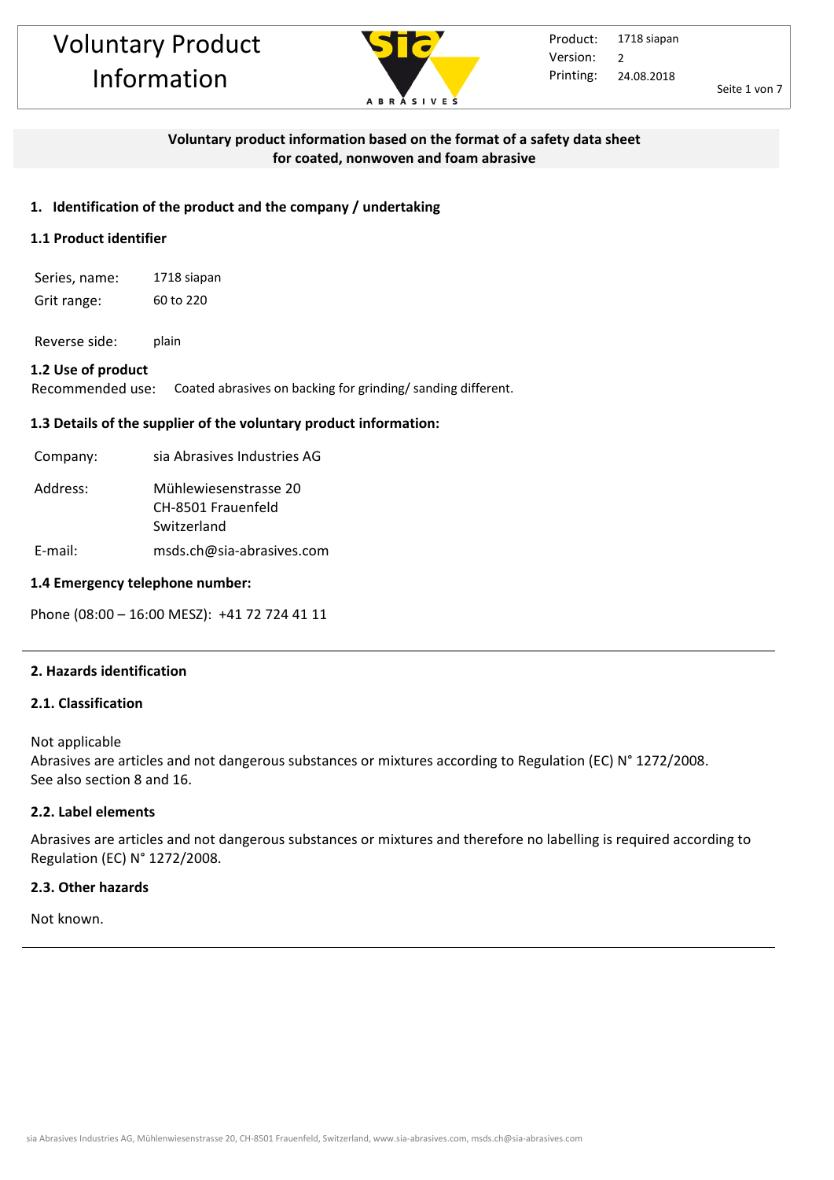# Voluntary Product Information

Product: 1718 siapan
Version: 2
Printing: 24.08.2018

**Voluntary product information based on the format of a safety data sheet for coated, nonwoven and foam abrasive**

## 1. Identification of the product and the company / undertaking

### 1.1 Product identifier

| | |
|---|---|
| Series, name: | 1718 siapan |
| Grit range: | 60 to 220 |
| Reverse side: | plain |

### 1.2 Use of product

Recommended use: Coated abrasives on backing for grinding/ sanding different.

### 1.3 Details of the supplier of the voluntary product information:

| | |
|---|---|
| Company: | sia Abrasives Industries AG |
| Address: | Mühlewiesenstrasse 20<br>CH-8501 Frauenfeld<br>Switzerland |
| E-mail: | msds.ch@sia-abrasives.com |

### 1.4 Emergency telephone number:

Phone (08:00 – 16:00 MESZ): +41 72 724 41 11

## 2. Hazards identification

### 2.1. Classification

Not applicable
Abrasives are articles and not dangerous substances or mixtures according to Regulation (EC) N° 1272/2008.
See also section 8 and 16.

### 2.2. Label elements

Abrasives are articles and not dangerous substances or mixtures and therefore no labelling is required according to Regulation (EC) N° 1272/2008.

### 2.3. Other hazards

Not known.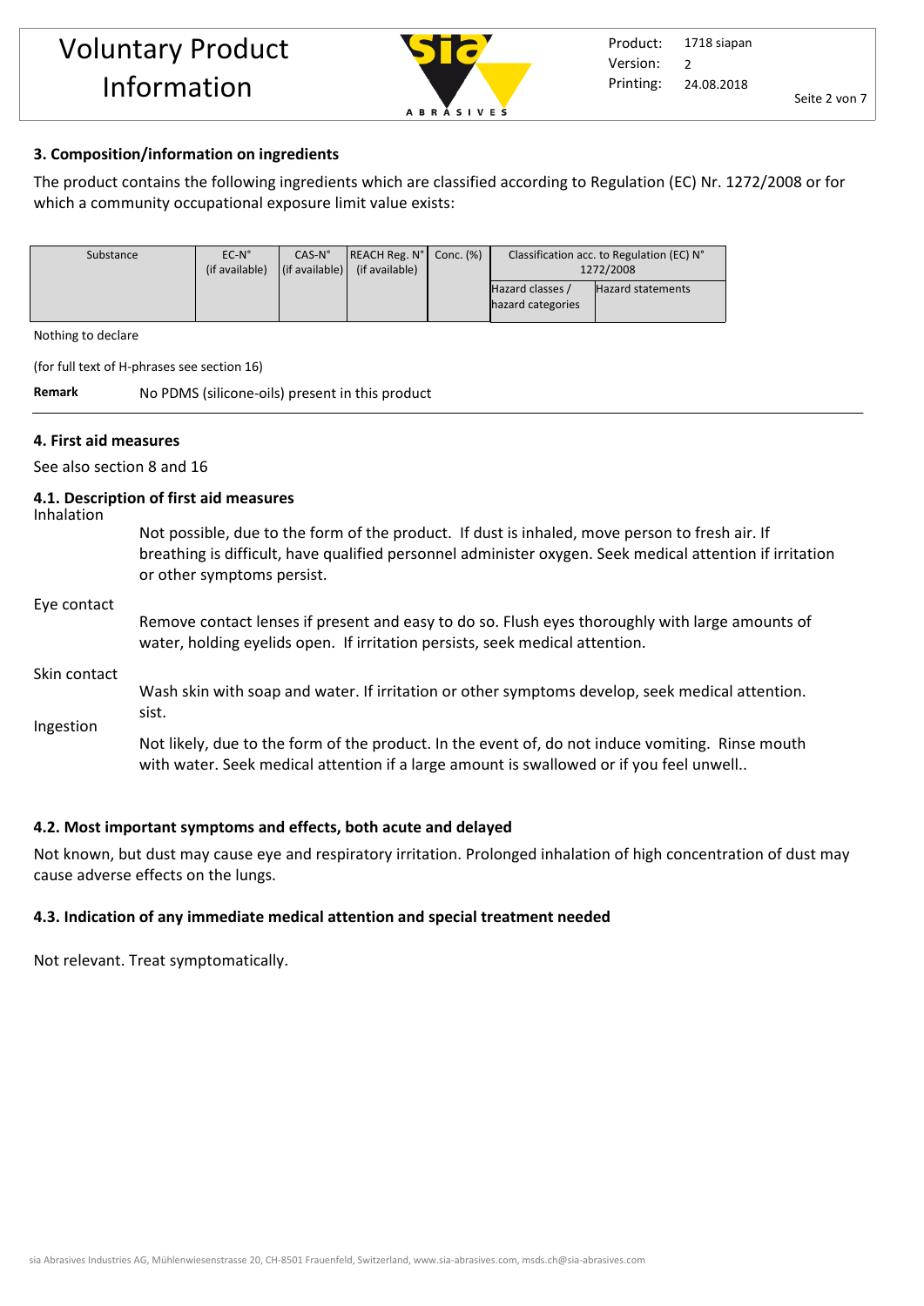## 3. Composition/information on ingredients

The product contains the following ingredients which are classified according to Regulation (EC) Nr. 1272/2008 or for which a community occupational exposure limit value exists:

| Substance | EC-N° (if available) | CAS-N° (if available) | REACH Reg. N° (if available) | Conc. (%) | Classification acc. to Regulation (EC) N° 1272/2008 | |
|---|---|---|---|---|---|---|
| | | | | | Hazard classes / hazard categories | Hazard statements |

Nothing to declare

(for full text of H-phrases see section 16)

**Remark** No PDMS (silicone-oils) present in this product

## 4. First aid measures

See also section 8 and 16

### 4.1. Description of first aid measures

**Inhalation**

Not possible, due to the form of the product. If dust is inhaled, move person to fresh air. If breathing is difficult, have qualified personnel administer oxygen. Seek medical attention if irritation or other symptoms persist.

**Eye contact**

Remove contact lenses if present and easy to do so. Flush eyes thoroughly with large amounts of water, holding eyelids open. If irritation persists, seek medical attention.

**Skin contact**

Wash skin with soap and water. If irritation or other symptoms develop, seek medical attention. sist.

**Ingestion**

Not likely, due to the form of the product. In the event of, do not induce vomiting. Rinse mouth with water. Seek medical attention if a large amount is swallowed or if you feel unwell..

### 4.2. Most important symptoms and effects, both acute and delayed

Not known, but dust may cause eye and respiratory irritation. Prolonged inhalation of high concentration of dust may cause adverse effects on the lungs.

### 4.3. Indication of any immediate medical attention and special treatment needed

Not relevant. Treat symptomatically.

sia Abrasives Industries AG, Mühlenwiesenstrasse 20, CH-8501 Frauenfeld, Switzerland, www.sia-abrasives.com, msds.ch@sia-abrasives.com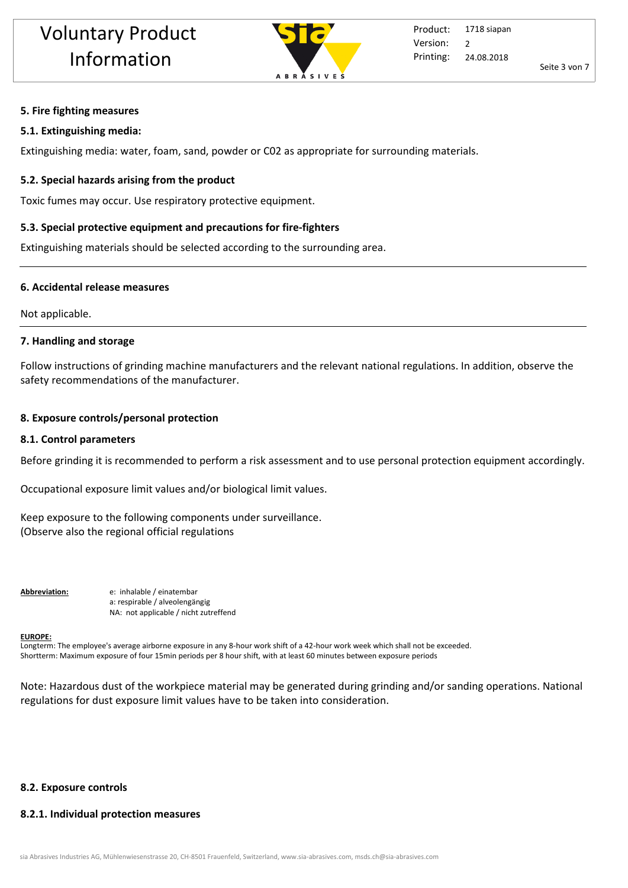## 5. Fire fighting measures

### 5.1. Extinguishing media:

Extinguishing media: water, foam, sand, powder or C02 as appropriate for surrounding materials.

### 5.2. Special hazards arising from the product

Toxic fumes may occur. Use respiratory protective equipment.

### 5.3. Special protective equipment and precautions for fire-fighters

Extinguishing materials should be selected according to the surrounding area.

## 6. Accidental release measures

Not applicable.

## 7. Handling and storage

Follow instructions of grinding machine manufacturers and the relevant national regulations. In addition, observe the safety recommendations of the manufacturer.

## 8. Exposure controls/personal protection

### 8.1. Control parameters

Before grinding it is recommended to perform a risk assessment and to use personal protection equipment accordingly.

Occupational exposure limit values and/or biological limit values.

Keep exposure to the following components under surveillance.
(Observe also the regional official regulations

**Abbreviation:**
e: inhalable / einatembar
a: respirable / alveolengängig
NA: not applicable / nicht zutreffend

**EUROPE:**
Longterm: The employee's average airborne exposure in any 8-hour work shift of a 42-hour work week which shall not be exceeded.
Shortterm: Maximum exposure of four 15min periods per 8 hour shift, with at least 60 minutes between exposure periods

Note: Hazardous dust of the workpiece material may be generated during grinding and/or sanding operations. National regulations for dust exposure limit values have to be taken into consideration.

### 8.2. Exposure controls

#### 8.2.1. Individual protection measures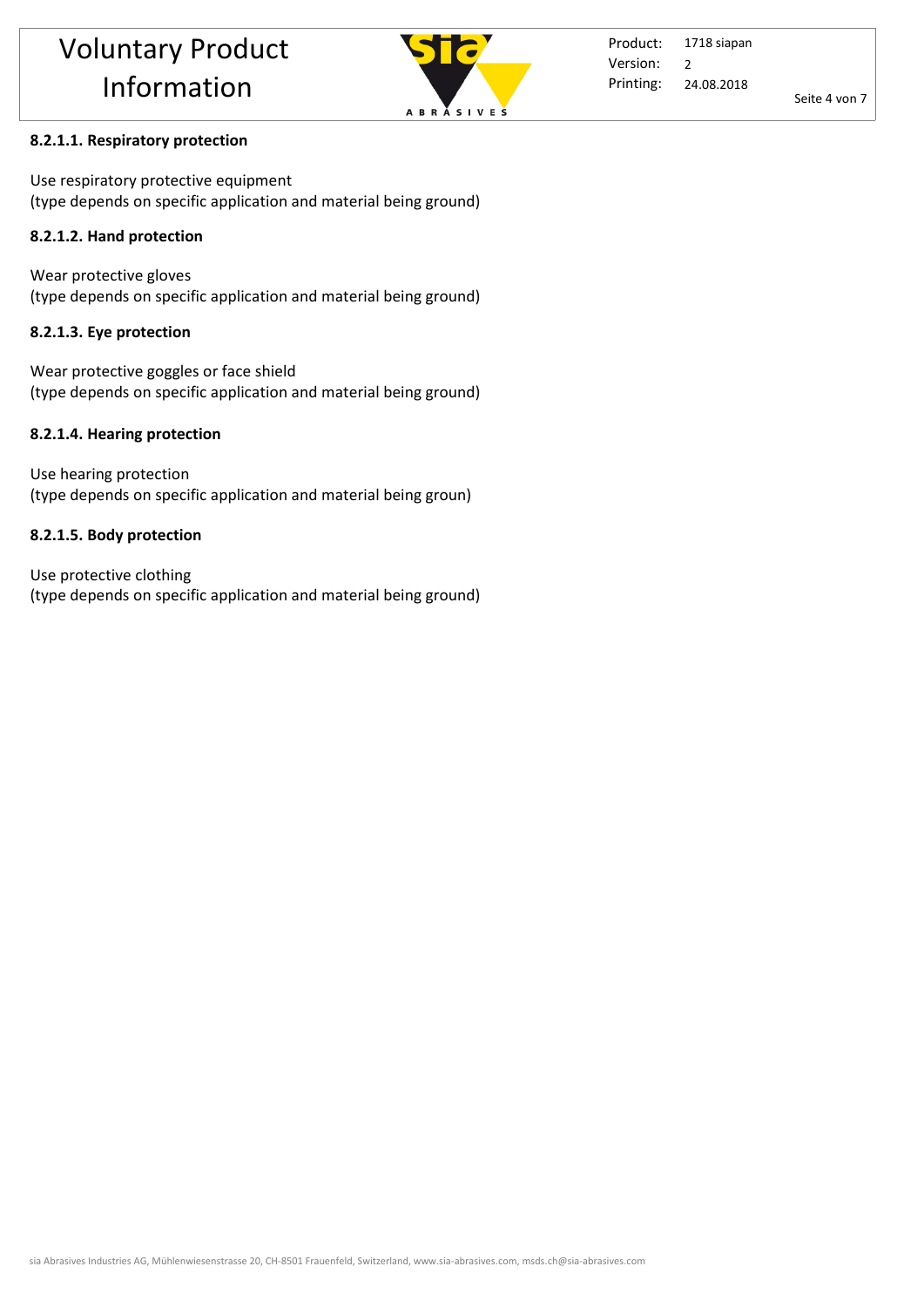#### 8.2.1.1. Respiratory protection

Use respiratory protective equipment
(type depends on specific application and material being ground)

#### 8.2.1.2. Hand protection

Wear protective gloves
(type depends on specific application and material being ground)

#### 8.2.1.3. Eye protection

Wear protective goggles or face shield
(type depends on specific application and material being ground)

#### 8.2.1.4. Hearing protection

Use hearing protection
(type depends on specific application and material being groun)

#### 8.2.1.5. Body protection

Use protective clothing
(type depends on specific application and material being ground)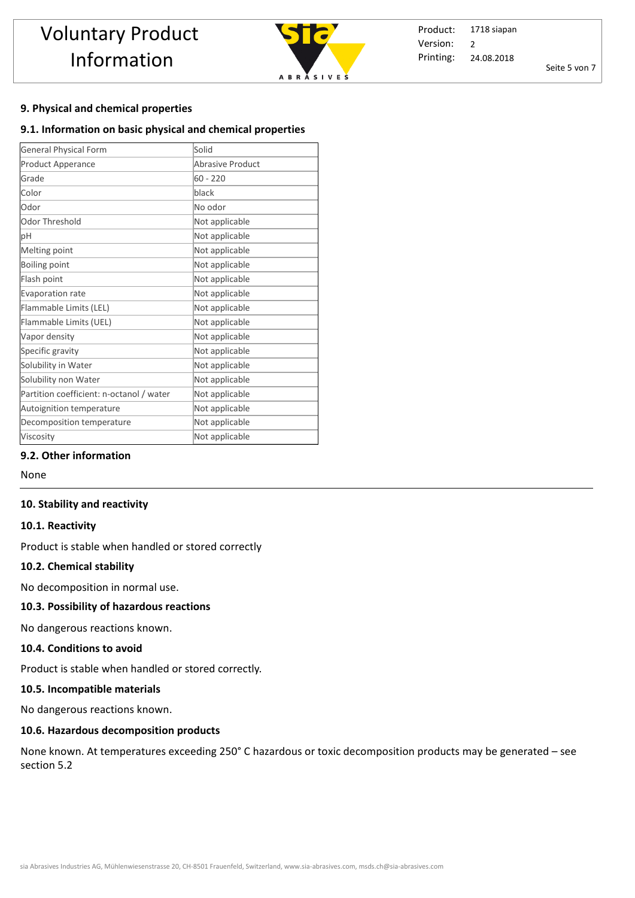## 9. Physical and chemical properties

### 9.1. Information on basic physical and chemical properties

| General Physical Form | Solid |
|---|---|
| Product Apperance | Abrasive Product |
| Grade | 60 - 220 |
| Color | black |
| Odor | No odor |
| Odor Threshold | Not applicable |
| pH | Not applicable |
| Melting point | Not applicable |
| Boiling point | Not applicable |
| Flash point | Not applicable |
| Evaporation rate | Not applicable |
| Flammable Limits (LEL) | Not applicable |
| Flammable Limits (UEL) | Not applicable |
| Vapor density | Not applicable |
| Specific gravity | Not applicable |
| Solubility in Water | Not applicable |
| Solubility non Water | Not applicable |
| Partition coefficient: n-octanol / water | Not applicable |
| Autoignition temperature | Not applicable |
| Decomposition temperature | Not applicable |
| Viscosity | Not applicable |

### 9.2. Other information

None

## 10. Stability and reactivity

### 10.1. Reactivity

Product is stable when handled or stored correctly

### 10.2. Chemical stability

No decomposition in normal use.

### 10.3. Possibility of hazardous reactions

No dangerous reactions known.

### 10.4. Conditions to avoid

Product is stable when handled or stored correctly.

### 10.5. Incompatible materials

No dangerous reactions known.

### 10.6. Hazardous decomposition products

None known. At temperatures exceeding 250° C hazardous or toxic decomposition products may be generated – see section 5.2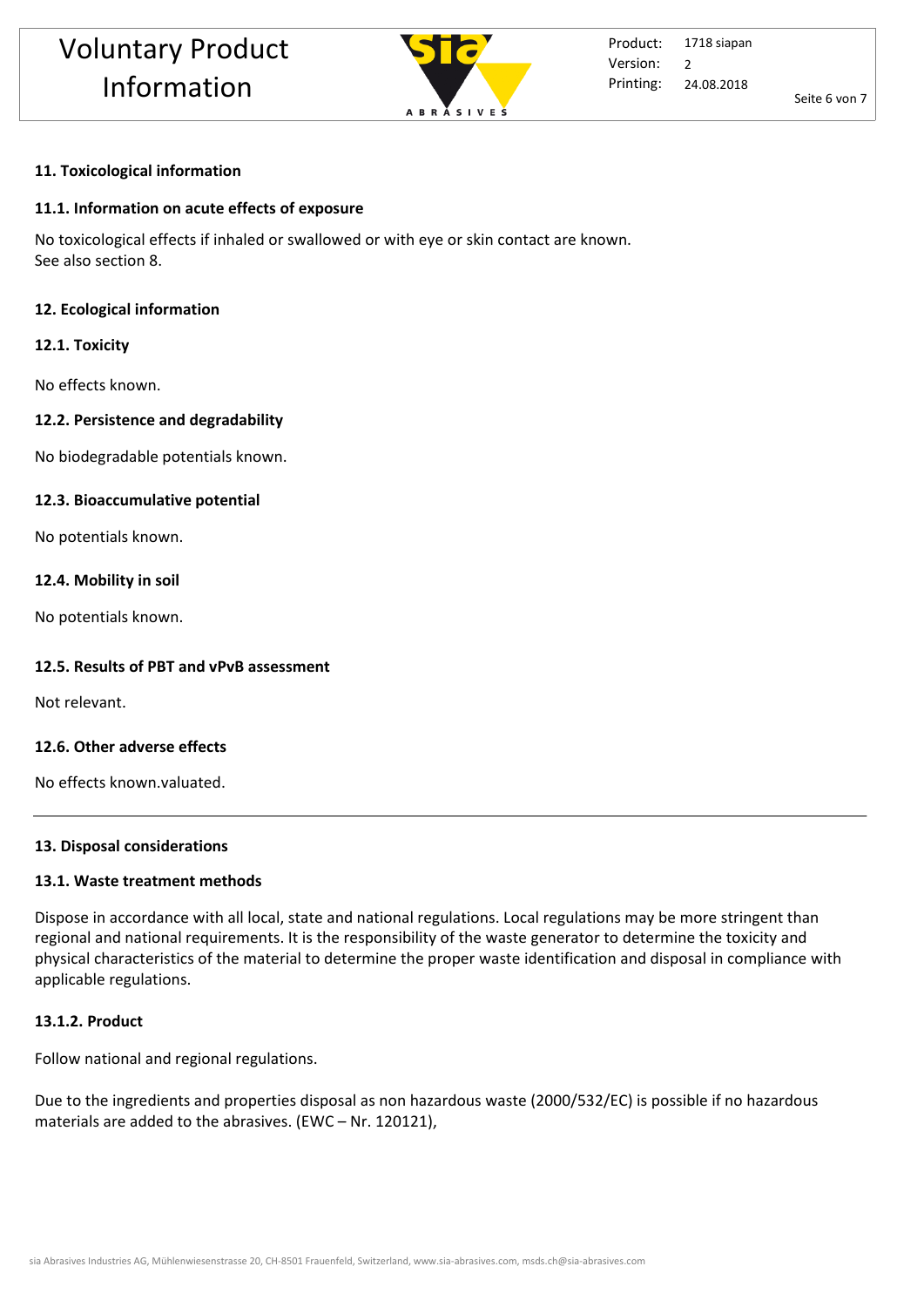## 11. Toxicological information

### 11.1. Information on acute effects of exposure

No toxicological effects if inhaled or swallowed or with eye or skin contact are known.
See also section 8.

## 12. Ecological information

### 12.1. Toxicity

No effects known.

### 12.2. Persistence and degradability

No biodegradable potentials known.

### 12.3. Bioaccumulative potential

No potentials known.

### 12.4. Mobility in soil

No potentials known.

### 12.5. Results of PBT and vPvB assessment

Not relevant.

### 12.6. Other adverse effects

No effects known.valuated.

---

## 13. Disposal considerations

### 13.1. Waste treatment methods

Dispose in accordance with all local, state and national regulations. Local regulations may be more stringent than regional and national requirements. It is the responsibility of the waste generator to determine the toxicity and physical characteristics of the material to determine the proper waste identification and disposal in compliance with applicable regulations.

#### 13.1.2. Product

Follow national and regional regulations.

Due to the ingredients and properties disposal as non hazardous waste (2000/532/EC) is possible if no hazardous materials are added to the abrasives. (EWC – Nr. 120121),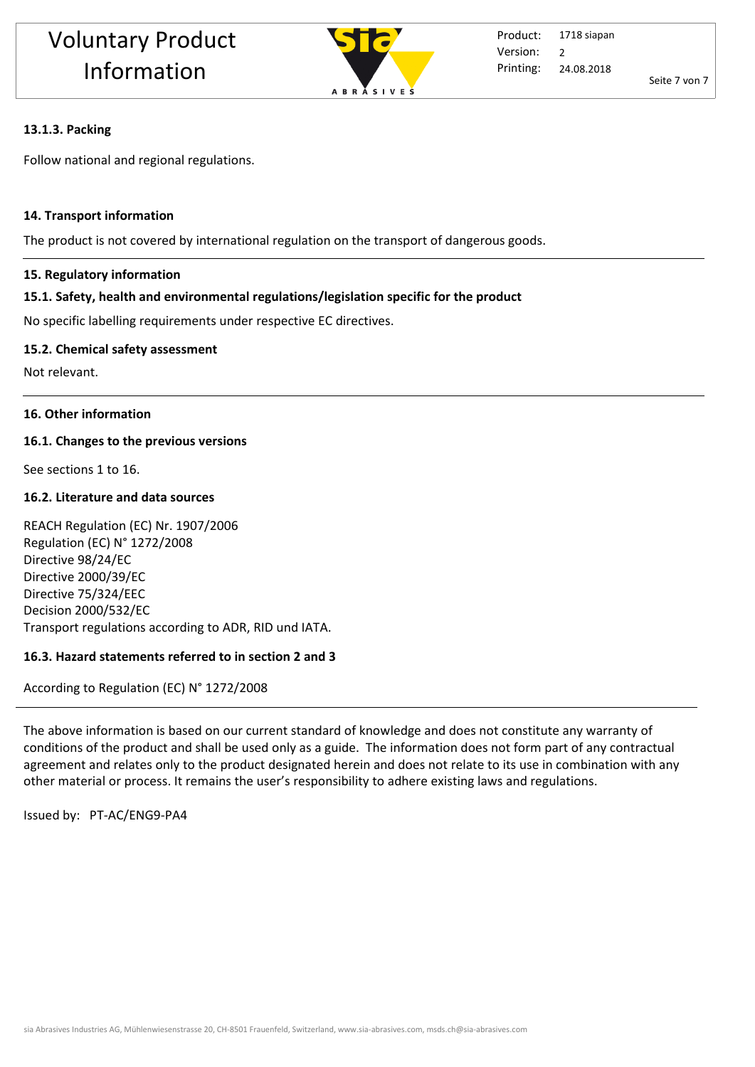### 13.1.3. Packing

Follow national and regional regulations.

## 14. Transport information

The product is not covered by international regulation on the transport of dangerous goods.

## 15. Regulatory information

### 15.1. Safety, health and environmental regulations/legislation specific for the product

No specific labelling requirements under respective EC directives.

### 15.2. Chemical safety assessment

Not relevant.

## 16. Other information

### 16.1. Changes to the previous versions

See sections 1 to 16.

### 16.2. Literature and data sources

REACH Regulation (EC) Nr. 1907/2006
Regulation (EC) N° 1272/2008
Directive 98/24/EC
Directive 2000/39/EC
Directive 75/324/EEC
Decision 2000/532/EC
Transport regulations according to ADR, RID und IATA.

### 16.3. Hazard statements referred to in section 2 and 3

According to Regulation (EC) N° 1272/2008

The above information is based on our current standard of knowledge and does not constitute any warranty of conditions of the product and shall be used only as a guide. The information does not form part of any contractual agreement and relates only to the product designated herein and does not relate to its use in combination with any other material or process. It remains the user's responsibility to adhere existing laws and regulations.

Issued by: PT-AC/ENG9-PA4